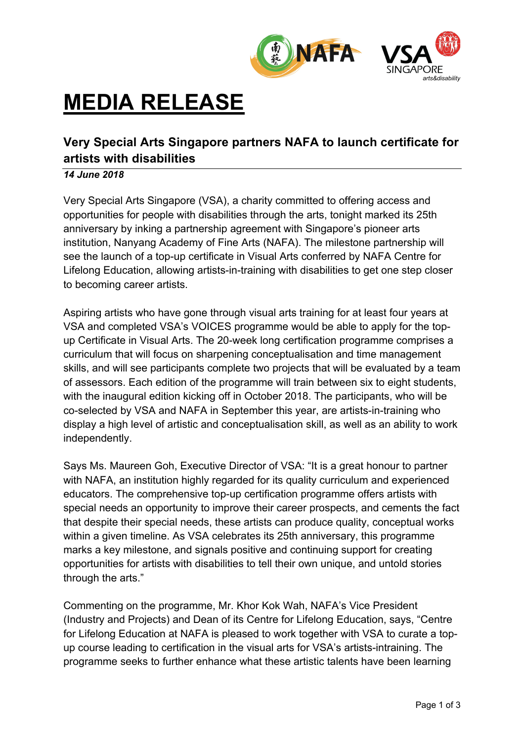# MEDIA RELEASE

## Very Special Arts Singapore partners NAFA to launch certificate for artists with disabilities

***14 June 2018***

Very Special Arts Singapore (VSA), a charity committed to offering access and opportunities for people with disabilities through the arts, tonight marked its 25th anniversary by inking a partnership agreement with Singapore's pioneer arts institution, Nanyang Academy of Fine Arts (NAFA). The milestone partnership will see the launch of a top-up certificate in Visual Arts conferred by NAFA Centre for Lifelong Education, allowing artists-in-training with disabilities to get one step closer to becoming career artists.

Aspiring artists who have gone through visual arts training for at least four years at VSA and completed VSA's VOICES programme would be able to apply for the top-up Certificate in Visual Arts. The 20-week long certification programme comprises a curriculum that will focus on sharpening conceptualisation and time management skills, and will see participants complete two projects that will be evaluated by a team of assessors. Each edition of the programme will train between six to eight students, with the inaugural edition kicking off in October 2018. The participants, who will be co-selected by VSA and NAFA in September this year, are artists-in-training who display a high level of artistic and conceptualisation skill, as well as an ability to work independently.

Says Ms. Maureen Goh, Executive Director of VSA: "It is a great honour to partner with NAFA, an institution highly regarded for its quality curriculum and experienced educators. The comprehensive top-up certification programme offers artists with special needs an opportunity to improve their career prospects, and cements the fact that despite their special needs, these artists can produce quality, conceptual works within a given timeline. As VSA celebrates its 25th anniversary, this programme marks a key milestone, and signals positive and continuing support for creating opportunities for artists with disabilities to tell their own unique, and untold stories through the arts."

Commenting on the programme, Mr. Khor Kok Wah, NAFA's Vice President (Industry and Projects) and Dean of its Centre for Lifelong Education, says, "Centre for Lifelong Education at NAFA is pleased to work together with VSA to curate a top-up course leading to certification in the visual arts for VSA's artists-intraining. The programme seeks to further enhance what these artistic talents have been learning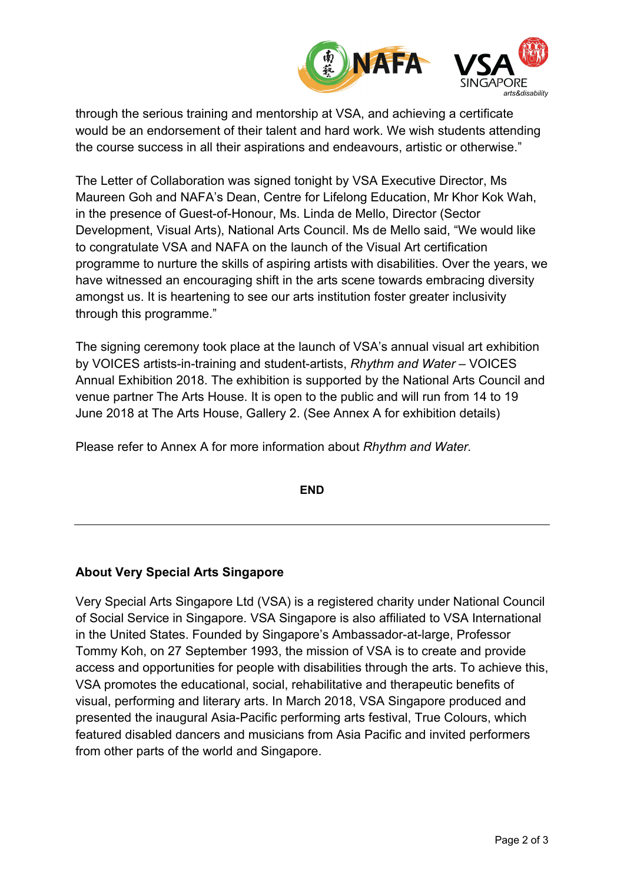through the serious training and mentorship at VSA, and achieving a certificate would be an endorsement of their talent and hard work. We wish students attending the course success in all their aspirations and endeavours, artistic or otherwise."

The Letter of Collaboration was signed tonight by VSA Executive Director, Ms Maureen Goh and NAFA's Dean, Centre for Lifelong Education, Mr Khor Kok Wah, in the presence of Guest-of-Honour, Ms. Linda de Mello, Director (Sector Development, Visual Arts), National Arts Council. Ms de Mello said, "We would like to congratulate VSA and NAFA on the launch of the Visual Art certification programme to nurture the skills of aspiring artists with disabilities. Over the years, we have witnessed an encouraging shift in the arts scene towards embracing diversity amongst us. It is heartening to see our arts institution foster greater inclusivity through this programme."

The signing ceremony took place at the launch of VSA's annual visual art exhibition by VOICES artists-in-training and student-artists, *Rhythm and Water* – VOICES Annual Exhibition 2018. The exhibition is supported by the National Arts Council and venue partner The Arts House. It is open to the public and will run from 14 to 19 June 2018 at The Arts House, Gallery 2. (See Annex A for exhibition details)

Please refer to Annex A for more information about *Rhythm and Water.*

**END**

---

**About Very Special Arts Singapore**

Very Special Arts Singapore Ltd (VSA) is a registered charity under National Council of Social Service in Singapore. VSA Singapore is also affiliated to VSA International in the United States. Founded by Singapore's Ambassador-at-large, Professor Tommy Koh, on 27 September 1993, the mission of VSA is to create and provide access and opportunities for people with disabilities through the arts. To achieve this, VSA promotes the educational, social, rehabilitative and therapeutic benefits of visual, performing and literary arts. In March 2018, VSA Singapore produced and presented the inaugural Asia-Pacific performing arts festival, True Colours, which featured disabled dancers and musicians from Asia Pacific and invited performers from other parts of the world and Singapore.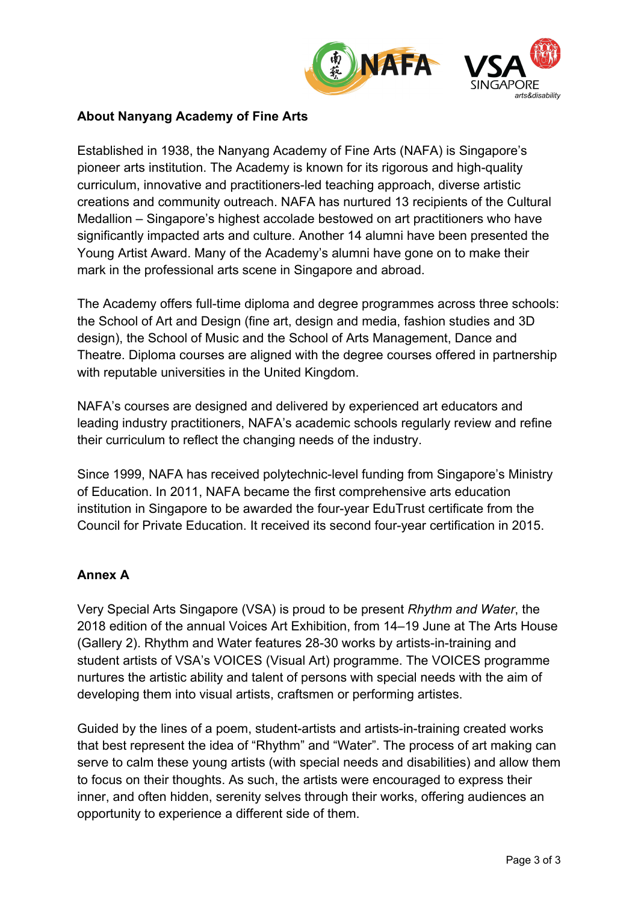### About Nanyang Academy of Fine Arts

Established in 1938, the Nanyang Academy of Fine Arts (NAFA) is Singapore's pioneer arts institution. The Academy is known for its rigorous and high-quality curriculum, innovative and practitioners-led teaching approach, diverse artistic creations and community outreach. NAFA has nurtured 13 recipients of the Cultural Medallion – Singapore's highest accolade bestowed on art practitioners who have significantly impacted arts and culture. Another 14 alumni have been presented the Young Artist Award. Many of the Academy's alumni have gone on to make their mark in the professional arts scene in Singapore and abroad.

The Academy offers full-time diploma and degree programmes across three schools: the School of Art and Design (fine art, design and media, fashion studies and 3D design), the School of Music and the School of Arts Management, Dance and Theatre. Diploma courses are aligned with the degree courses offered in partnership with reputable universities in the United Kingdom.

NAFA's courses are designed and delivered by experienced art educators and leading industry practitioners, NAFA's academic schools regularly review and refine their curriculum to reflect the changing needs of the industry.

Since 1999, NAFA has received polytechnic-level funding from Singapore's Ministry of Education. In 2011, NAFA became the first comprehensive arts education institution in Singapore to be awarded the four-year EduTrust certificate from the Council for Private Education. It received its second four-year certification in 2015.

### Annex A

Very Special Arts Singapore (VSA) is proud to be present *Rhythm and Water*, the 2018 edition of the annual Voices Art Exhibition, from 14–19 June at The Arts House (Gallery 2). Rhythm and Water features 28-30 works by artists-in-training and student artists of VSA's VOICES (Visual Art) programme. The VOICES programme nurtures the artistic ability and talent of persons with special needs with the aim of developing them into visual artists, craftsmen or performing artistes.

Guided by the lines of a poem, student-artists and artists-in-training created works that best represent the idea of "Rhythm" and "Water". The process of art making can serve to calm these young artists (with special needs and disabilities) and allow them to focus on their thoughts. As such, the artists were encouraged to express their inner, and often hidden, serenity selves through their works, offering audiences an opportunity to experience a different side of them.